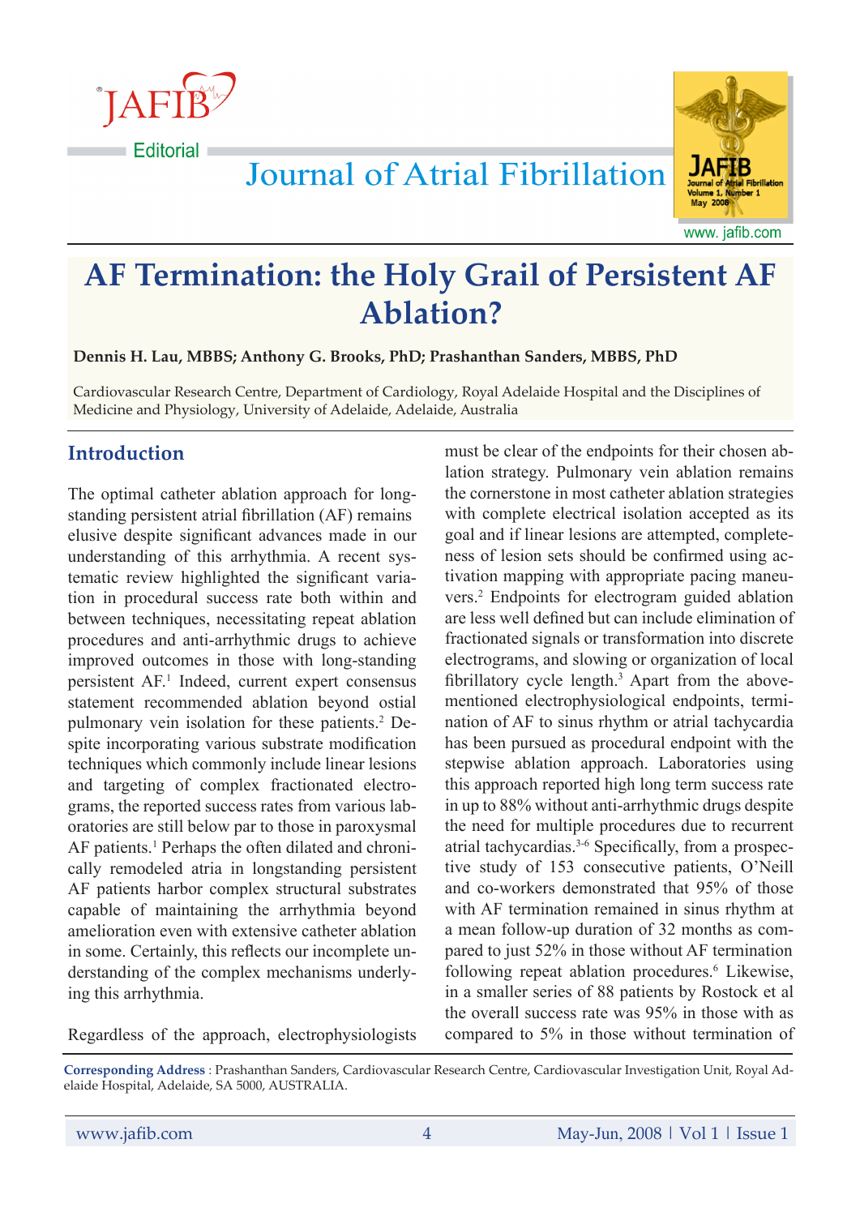Editorial

# AF Termination: the Holy Grail of Persistent AF Ablation?

**Dennis H. Lau, MBBS; Anthony G. Brooks, PhD; Prashanthan Sanders, MBBS, PhD**

Cardiovascular Research Centre, Department of Cardiology, Royal Adelaide Hospital and the Disciplines of Medicine and Physiology, University of Adelaide, Adelaide, Australia

## Introduction

The optimal catheter ablation approach for long-standing persistent atrial fibrillation (AF) remains elusive despite significant advances made in our understanding of this arrhythmia. A recent systematic review highlighted the significant variation in procedural success rate both within and between techniques, necessitating repeat ablation procedures and anti-arrhythmic drugs to achieve improved outcomes in those with long-standing persistent AF.[1] Indeed, current expert consensus statement recommended ablation beyond ostial pulmonary vein isolation for these patients.[2] Despite incorporating various substrate modification techniques which commonly include linear lesions and targeting of complex fractionated electrograms, the reported success rates from various laboratories are still below par to those in paroxysmal AF patients.[1] Perhaps the often dilated and chronically remodeled atria in longstanding persistent AF patients harbor complex structural substrates capable of maintaining the arrhythmia beyond amelioration even with extensive catheter ablation in some. Certainly, this reflects our incomplete understanding of the complex mechanisms underlying this arrhythmia.

Regardless of the approach, electrophysiologists must be clear of the endpoints for their chosen ablation strategy. Pulmonary vein ablation remains the cornerstone in most catheter ablation strategies with complete electrical isolation accepted as its goal and if linear lesions are attempted, completeness of lesion sets should be confirmed using activation mapping with appropriate pacing maneuvers.[2] Endpoints for electrogram guided ablation are less well defined but can include elimination of fractionated signals or transformation into discrete electrograms, and slowing or organization of local fibrillatory cycle length.[3] Apart from the above-mentioned electrophysiological endpoints, termination of AF to sinus rhythm or atrial tachycardia has been pursued as procedural endpoint with the stepwise ablation approach. Laboratories using this approach reported high long term success rate in up to 88% without anti-arrhythmic drugs despite the need for multiple procedures due to recurrent atrial tachycardias.[3-6] Specifically, from a prospective study of 153 consecutive patients, O'Neill and co-workers demonstrated that 95% of those with AF termination remained in sinus rhythm at a mean follow-up duration of 32 months as compared to just 52% in those without AF termination following repeat ablation procedures.[6] Likewise, in a smaller series of 88 patients by Rostock et al the overall success rate was 95% in those with as compared to 5% in those without termination of

**Corresponding Address** : Prashanthan Sanders, Cardiovascular Research Centre, Cardiovascular Investigation Unit, Royal Adelaide Hospital, Adelaide, SA 5000, AUSTRALIA.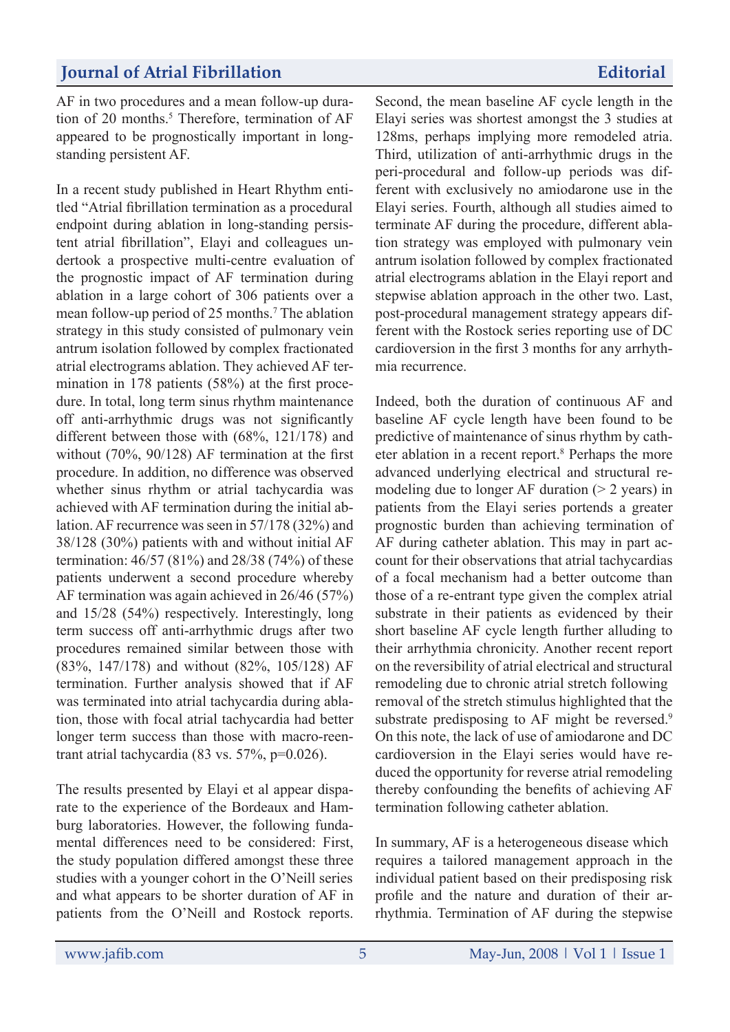AF in two procedures and a mean follow-up duration of 20 months.[5] Therefore, termination of AF appeared to be prognostically important in long-standing persistent AF.

In a recent study published in Heart Rhythm entitled "Atrial fibrillation termination as a procedural endpoint during ablation in long-standing persistent atrial fibrillation", Elayi and colleagues undertook a prospective multi-centre evaluation of the prognostic impact of AF termination during ablation in a large cohort of 306 patients over a mean follow-up period of 25 months.[7] The ablation strategy in this study consisted of pulmonary vein antrum isolation followed by complex fractionated atrial electrograms ablation. They achieved AF termination in 178 patients (58%) at the first procedure. In total, long term sinus rhythm maintenance off anti-arrhythmic drugs was not significantly different between those with (68%, 121/178) and without (70%, 90/128) AF termination at the first procedure. In addition, no difference was observed whether sinus rhythm or atrial tachycardia was achieved with AF termination during the initial ablation. AF recurrence was seen in 57/178 (32%) and 38/128 (30%) patients with and without initial AF termination: 46/57 (81%) and 28/38 (74%) of these patients underwent a second procedure whereby AF termination was again achieved in 26/46 (57%) and 15/28 (54%) respectively. Interestingly, long term success off anti-arrhythmic drugs after two procedures remained similar between those with (83%, 147/178) and without (82%, 105/128) AF termination. Further analysis showed that if AF was terminated into atrial tachycardia during ablation, those with focal atrial tachycardia had better longer term success than those with macro-reentrant atrial tachycardia (83 vs. 57%, $p=0.026$).

The results presented by Elayi et al appear disparate to the experience of the Bordeaux and Hamburg laboratories. However, the following fundamental differences need to be considered: First, the study population differed amongst these three studies with a younger cohort in the O'Neill series and what appears to be shorter duration of AF in patients from the O'Neill and Rostock reports. Second, the mean baseline AF cycle length in the Elayi series was shortest amongst the 3 studies at 128ms, perhaps implying more remodeled atria. Third, utilization of anti-arrhythmic drugs in the peri-procedural and follow-up periods was different with exclusively no amiodarone use in the Elayi series. Fourth, although all studies aimed to terminate AF during the procedure, different ablation strategy was employed with pulmonary vein antrum isolation followed by complex fractionated atrial electrograms ablation in the Elayi report and stepwise ablation approach in the other two. Last, post-procedural management strategy appears different with the Rostock series reporting use of DC cardioversion in the first 3 months for any arrhythmia recurrence.

Indeed, both the duration of continuous AF and baseline AF cycle length have been found to be predictive of maintenance of sinus rhythm by catheter ablation in a recent report.[8] Perhaps the more advanced underlying electrical and structural remodeling due to longer AF duration (> 2 years) in patients from the Elayi series portends a greater prognostic burden than achieving termination of AF during catheter ablation. This may in part account for their observations that atrial tachycardias of a focal mechanism had a better outcome than those of a re-entrant type given the complex atrial substrate in their patients as evidenced by their short baseline AF cycle length further alluding to their arrhythmia chronicity. Another recent report on the reversibility of atrial electrical and structural remodeling due to chronic atrial stretch following removal of the stretch stimulus highlighted that the substrate predisposing to AF might be reversed.[9] On this note, the lack of use of amiodarone and DC cardioversion in the Elayi series would have reduced the opportunity for reverse atrial remodeling thereby confounding the benefits of achieving AF termination following catheter ablation.

In summary, AF is a heterogeneous disease which requires a tailored management approach in the individual patient based on their predisposing risk profile and the nature and duration of their arrhythmia. Termination of AF during the stepwise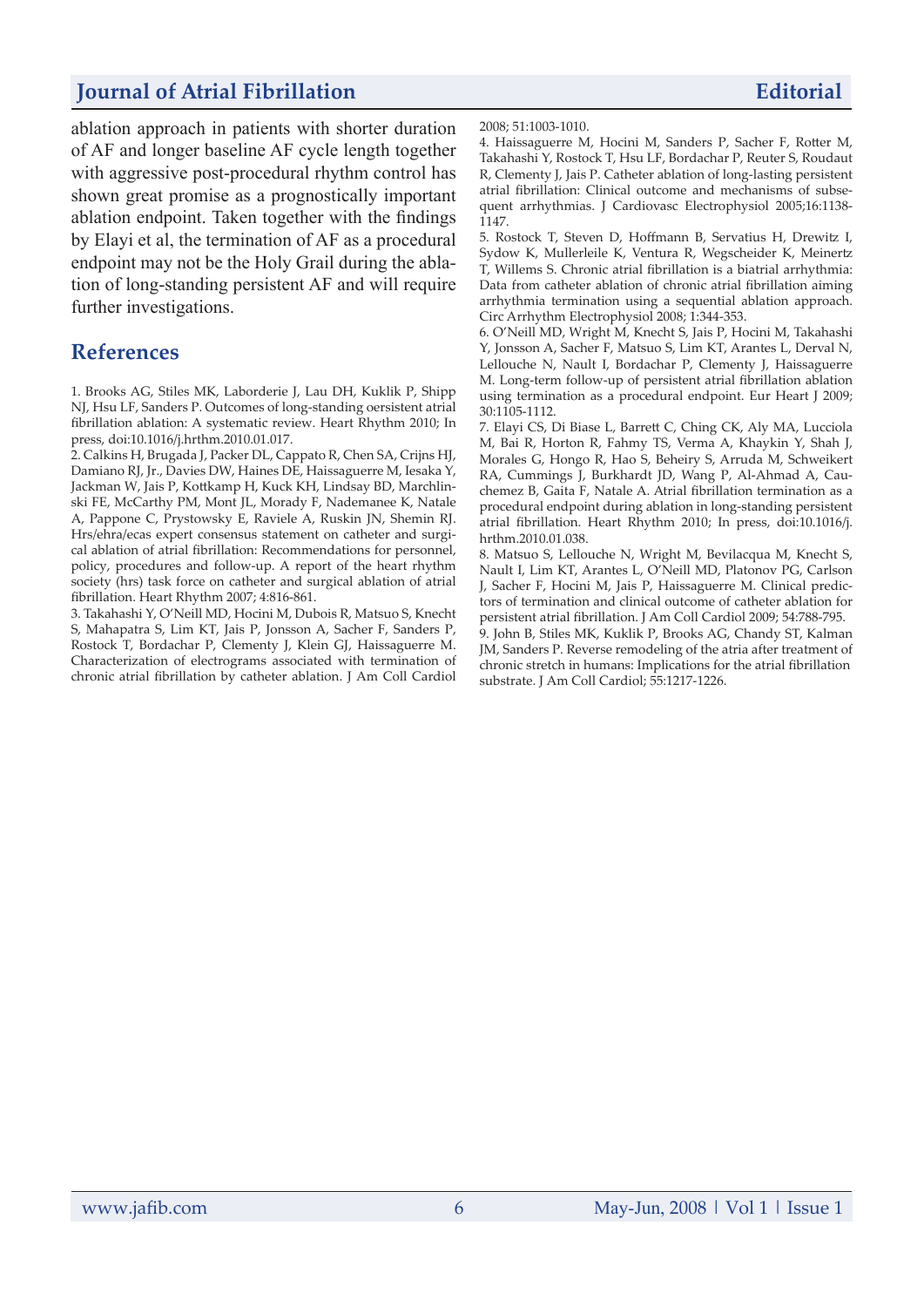ablation approach in patients with shorter duration of AF and longer baseline AF cycle length together with aggressive post-procedural rhythm control has shown great promise as a prognostically important ablation endpoint. Taken together with the findings by Elayi et al, the termination of AF as a procedural endpoint may not be the Holy Grail during the ablation of long-standing persistent AF and will require further investigations.

## References

1. Brooks AG, Stiles MK, Laborderie J, Lau DH, Kuklik P, Shipp NJ, Hsu LF, Sanders P. Outcomes of long-standing oersistent atrial fibrillation ablation: A systematic review. Heart Rhythm 2010; In press, doi:10.1016/j.hrthm.2010.01.017.
2. Calkins H, Brugada J, Packer DL, Cappato R, Chen SA, Crijns HJ, Damiano RJ, Jr., Davies DW, Haines DE, Haissaguerre M, Iesaka Y, Jackman W, Jais P, Kottkamp H, Kuck KH, Lindsay BD, Marchlinski FE, McCarthy PM, Mont JL, Morady F, Nademanee K, Natale A, Pappone C, Prystowsky E, Raviele A, Ruskin JN, Shemin RJ. Hrs/ehra/ecas expert consensus statement on catheter and surgical ablation of atrial fibrillation: Recommendations for personnel, policy, procedures and follow-up. A report of the heart rhythm society (hrs) task force on catheter and surgical ablation of atrial fibrillation. Heart Rhythm 2007; 4:816-861.
3. Takahashi Y, O'Neill MD, Hocini M, Dubois R, Matsuo S, Knecht S, Mahapatra S, Lim KT, Jais P, Jonsson A, Sacher F, Sanders P, Rostock T, Bordachar P, Clementy J, Klein GJ, Haissaguerre M. Characterization of electrograms associated with termination of chronic atrial fibrillation by catheter ablation. J Am Coll Cardiol 2008; 51:1003-1010.
4. Haissaguerre M, Hocini M, Sanders P, Sacher F, Rotter M, Takahashi Y, Rostock T, Hsu LF, Bordachar P, Reuter S, Roudaut R, Clementy J, Jais P. Catheter ablation of long-lasting persistent atrial fibrillation: Clinical outcome and mechanisms of subsequent arrhythmias. J Cardiovasc Electrophysiol 2005;16:1138-1147.
5. Rostock T, Steven D, Hoffmann B, Servatius H, Drewitz I, Sydow K, Mullerleile K, Ventura R, Wegscheider K, Meinertz T, Willems S. Chronic atrial fibrillation is a biatrial arrhythmia: Data from catheter ablation of chronic atrial fibrillation aiming arrhythmia termination using a sequential ablation approach. Circ Arrhythm Electrophysiol 2008; 1:344-353.
6. O'Neill MD, Wright M, Knecht S, Jais P, Hocini M, Takahashi Y, Jonsson A, Sacher F, Matsuo S, Lim KT, Arantes L, Derval N, Lellouche N, Nault I, Bordachar P, Clementy J, Haissaguerre M. Long-term follow-up of persistent atrial fibrillation ablation using termination as a procedural endpoint. Eur Heart J 2009; 30:1105-1112.
7. Elayi CS, Di Biase L, Barrett C, Ching CK, Aly MA, Lucciola M, Bai R, Horton R, Fahmy TS, Verma A, Khaykin Y, Shah J, Morales G, Hongo R, Hao S, Beheiry S, Arruda M, Schweikert RA, Cummings J, Burkhardt JD, Wang P, Al-Ahmad A, Cauchemez B, Gaita F, Natale A. Atrial fibrillation termination as a procedural endpoint during ablation in long-standing persistent atrial fibrillation. Heart Rhythm 2010; In press, doi:10.1016/j.hrthm.2010.01.038.
8. Matsuo S, Lellouche N, Wright M, Bevilacqua M, Knecht S, Nault I, Lim KT, Arantes L, O'Neill MD, Platonov PG, Carlson J, Sacher F, Hocini M, Jais P, Haissaguerre M. Clinical predictors of termination and clinical outcome of catheter ablation for persistent atrial fibrillation. J Am Coll Cardiol 2009; 54:788-795.
9. John B, Stiles MK, Kuklik P, Brooks AG, Chandy ST, Kalman JM, Sanders P. Reverse remodeling of the atria after treatment of chronic stretch in humans: Implications for the atrial fibrillation substrate. J Am Coll Cardiol; 55:1217-1226.